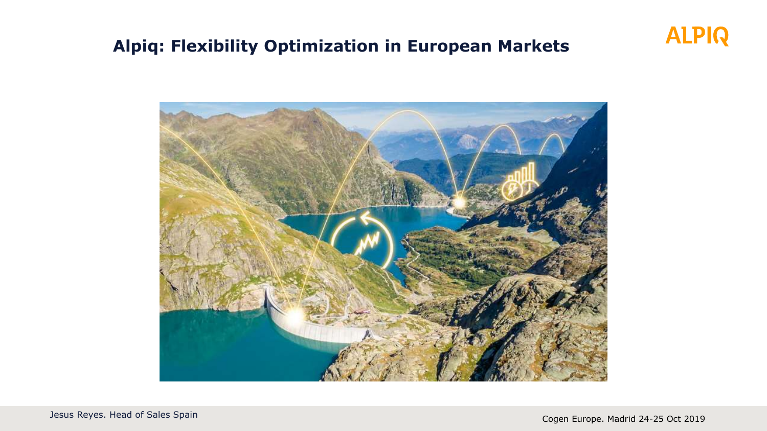# Alpiq: Flexibility Optimization in European Markets

ALPIQ

Jesus Reyes. Head of Sales Spain

Cogen Europe. Madrid 24-25 Oct 2019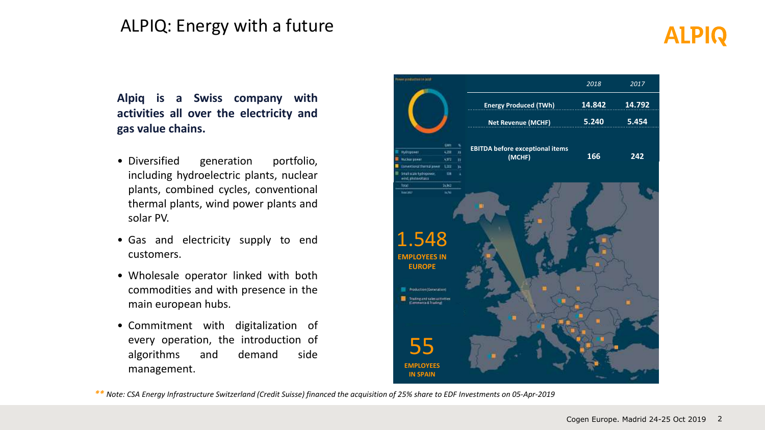# ALPIQ: Energy with a future

**Alpiq is a Swiss company with activities all over the electricity and gas value chains.**

- Diversified generation portfolio, including hydroelectric plants, nuclear plants, combined cycles, conventional thermal plants, wind power plants and solar PV.
- Gas and electricity supply to end customers.
- Wholesale operator linked with both commodities and with presence in the main european hubs.
- Commitment with digitalization of every operation, the introduction of algorithms and demand side management.

| | 2018 | 2017 |
|---|---|---|
| Energy Produced (TWh) | 14.842 | 14.792 |
| Net Revenue (MCHF) | 5.240 | 5.454 |
| EBITDA before exceptional items (MCHF) | 166 | 242 |

1.548 EMPLOYEES IN EUROPE

55 EMPLOYEES IN SPAIN

*\*\* Note: CSA Energy Infrastructure Switzerland (Credit Suisse) financed the acquisition of 25% share to EDF Investments on 05-Apr-2019*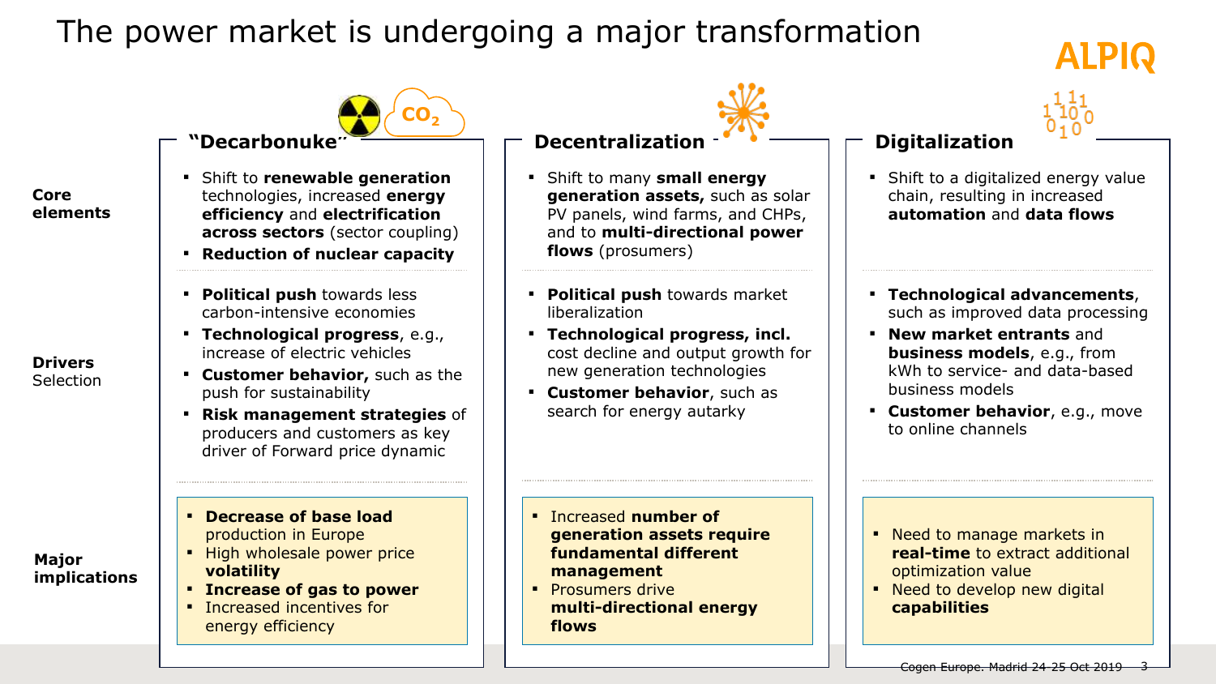# The power market is undergoing a major transformation

| | "Decarbonuke" | Decentralization | Digitalization |
|---|---|---|---|
| **Core elements** | ▪ Shift to **renewable generation** technologies, increased **energy efficiency** and **electrification across sectors** (sector coupling)<br>▪ **Reduction of nuclear capacity** | ▪ Shift to many **small energy generation assets,** such as solar PV panels, wind farms, and CHPs, and to **multi-directional power flows** (prosumers) | ▪ Shift to a digitalized energy value chain, resulting in increased **automation** and **data flows** |
| **Drivers** Selection | ▪ **Political push** towards less carbon-intensive economies<br>▪ **Technological progress**, e.g., increase of electric vehicles<br>▪ **Customer behavior,** such as the push for sustainability<br>▪ **Risk management strategies** of producers and customers as key driver of Forward price dynamic | ▪ **Political push** towards market liberalization<br>▪ **Technological progress, incl.** cost decline and output growth for new generation technologies<br>▪ **Customer behavior**, such as search for energy autarky | ▪ **Technological advancements**, such as improved data processing<br>▪ **New market entrants** and **business models**, e.g., from kWh to service- and data-based business models<br>▪ **Customer behavior**, e.g., move to online channels |
| **Major implications** | ▪ **Decrease of base load** production in Europe<br>▪ High wholesale power price **volatility**<br>▪ **Increase of gas to power**<br>▪ Increased incentives for energy efficiency | ▪ Increased **number of generation assets require fundamental different management**<br>▪ Prosumers drive **multi-directional energy flows** | ▪ Need to manage markets in **real-time** to extract additional optimization value<br>▪ Need to develop new digital **capabilities** |

Cogen Europe. Madrid 24-25 Oct 2019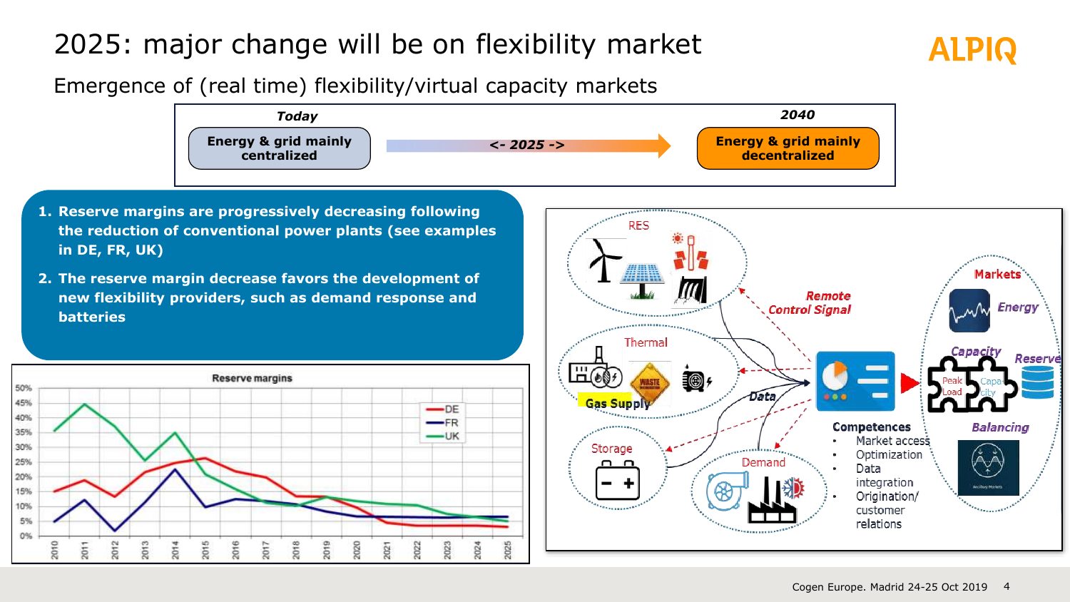# 2025: major change will be on flexibility market

## Emergence of (real time) flexibility/virtual capacity markets

| Today | | 2040 |
|---|---|---|
| Energy & grid mainly centralized | <- 2025 -> | Energy & grid mainly decentralized |

1. **Reserve margins are progressively decreasing following the reduction of conventional power plants (see examples in DE, FR, UK)**
2. **The reserve margin decrease favors the development of new flexibility providers, such as demand response and batteries**

**Reserve margins**

(Chart: reserve margins 2010–2025 for DE, FR, UK; y-axis 0%–50%)

RES

Thermal

Gas Supply

Storage

Demand

*Remote Control Signal*

*Data*

**Competences**

- Market access
- Optimization
- Data integration
- Origination/ customer relations

Markets

*Energy*

*Capacity*

*Reserve*

Peak Load

Capacity

*Balancing*

Cogen Europe. Madrid 24-25 Oct 2019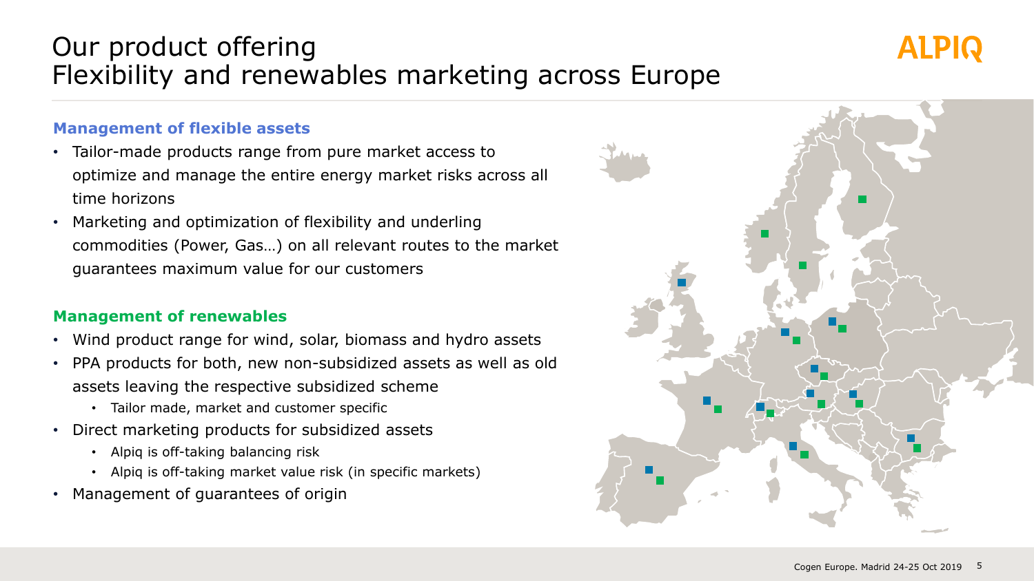# Our product offering
# Flexibility and renewables marketing across Europe

**Management of flexible assets**

- Tailor-made products range from pure market access to optimize and manage the entire energy market risks across all time horizons
- Marketing and optimization of flexibility and underling commodities (Power, Gas…) on all relevant routes to the market guarantees maximum value for our customers

**Management of renewables**

- Wind product range for wind, solar, biomass and hydro assets
- PPA products for both, new non-subsidized assets as well as old assets leaving the respective subsidized scheme
  - Tailor made, market and customer specific
- Direct marketing products for subsidized assets
  - Alpiq is off-taking balancing risk
  - Alpiq is off-taking market value risk (in specific markets)
- Management of guarantees of origin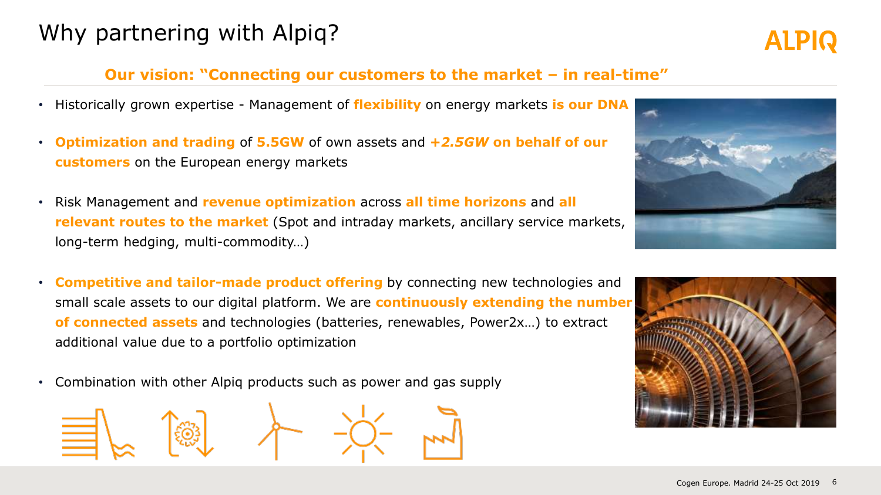# Why partnering with Alpiq?

**Our vision: "Connecting our customers to the market – in real-time"**

- Historically grown expertise - Management of **flexibility** on energy markets **is our DNA**
- **Optimization and trading** of **5.5GW** of own assets and ***+2.5GW* on behalf of our customers** on the European energy markets
- Risk Management and **revenue optimization** across **all time horizons** and **all relevant routes to the market** (Spot and intraday markets, ancillary service markets, long-term hedging, multi-commodity…)
- **Competitive and tailor-made product offering** by connecting new technologies and small scale assets to our digital platform. We are **continuously extending the number of connected assets** and technologies (batteries, renewables, Power2x…) to extract additional value due to a portfolio optimization
- Combination with other Alpiq products such as power and gas supply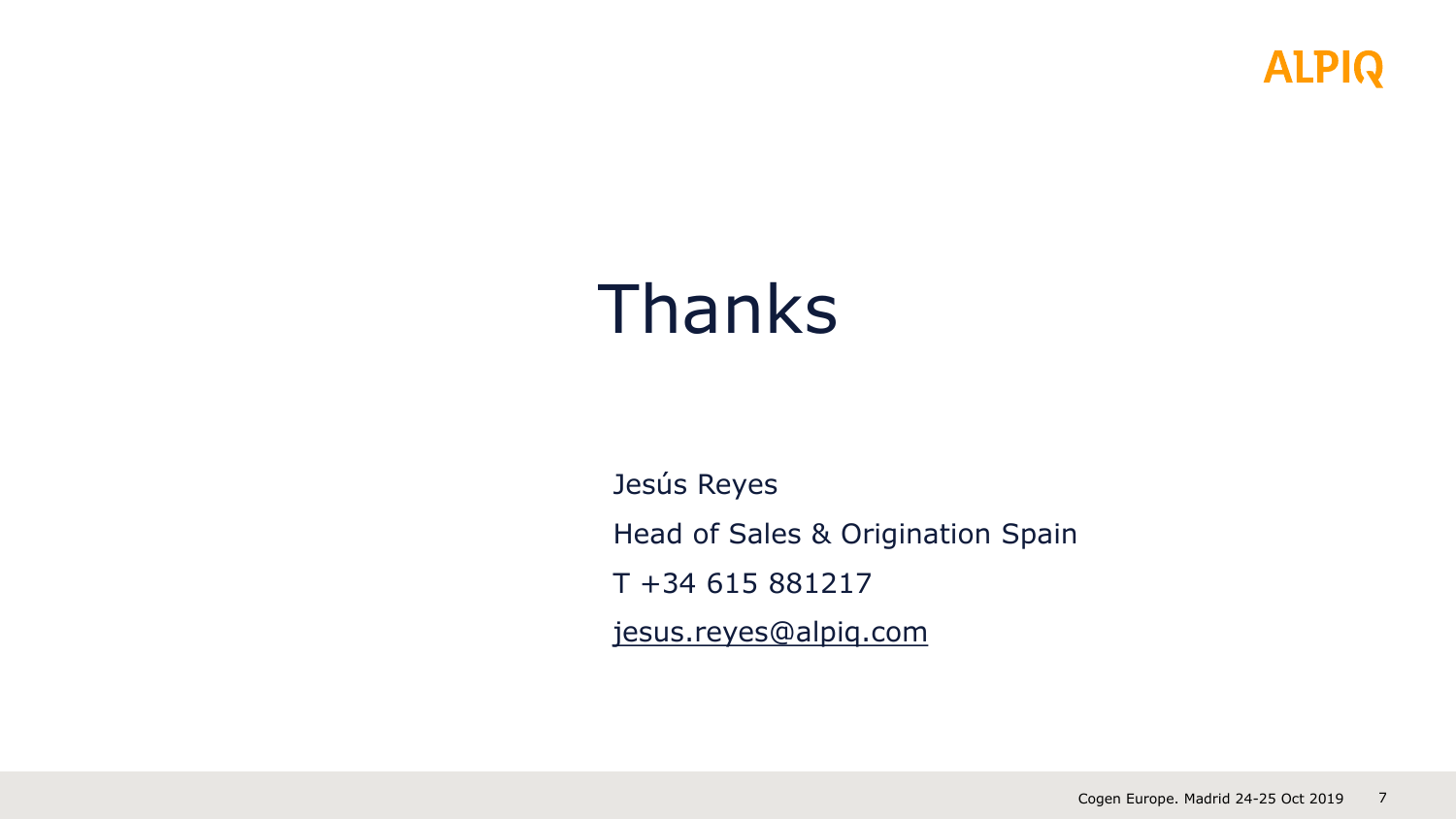ALPIQ

# Thanks

Jesús Reyes

Head of Sales & Origination Spain

T +34 615 881217

jesus.reyes@alpiq.com